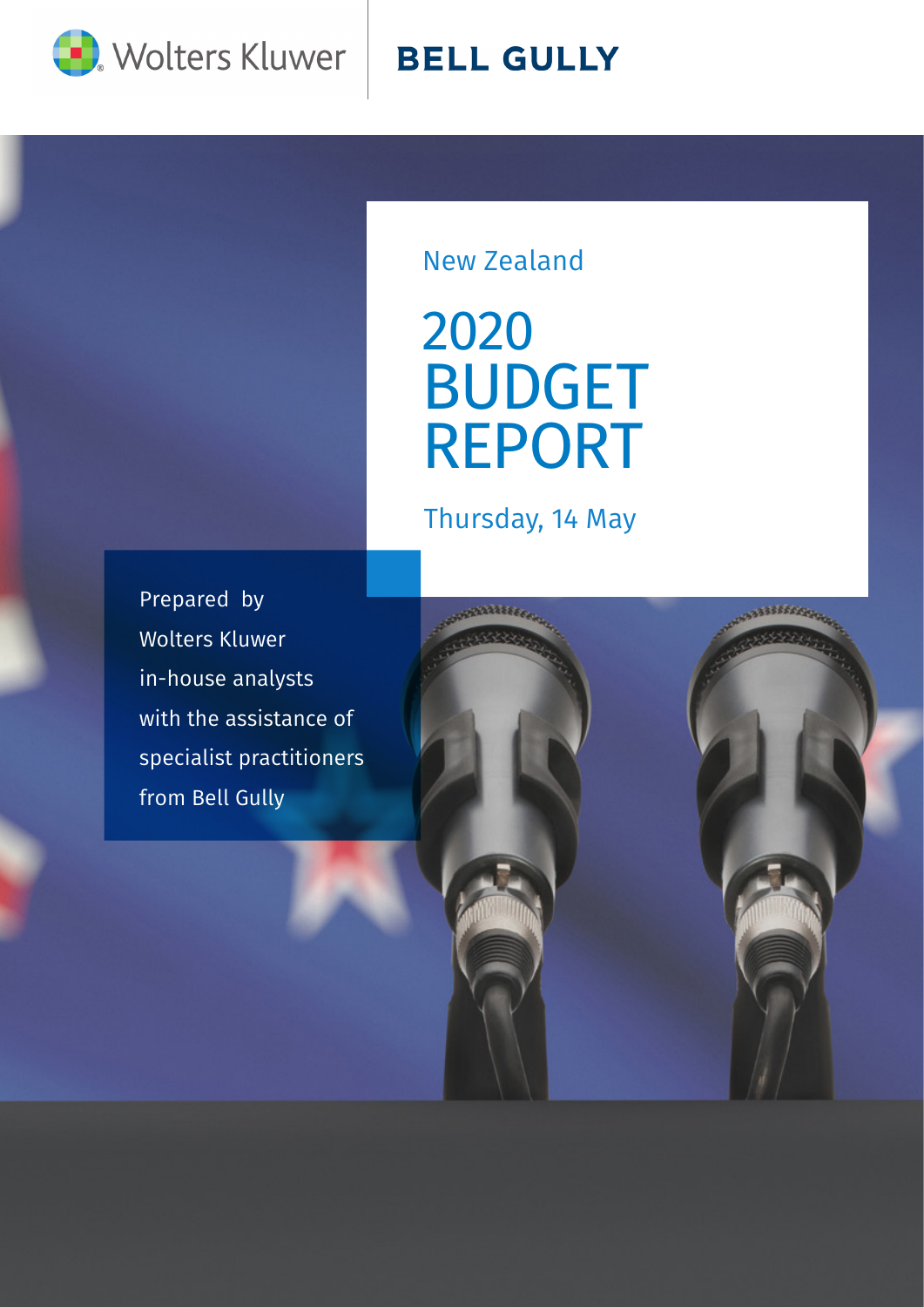Wolters Kluwer | BELL GULLY

New Zealand

# 2020 BUDGET REPORT

Thursday, 14 May

Prepared by Wolters Kluwer in-house analysts with the assistance of specialist practitioners from Bell Gully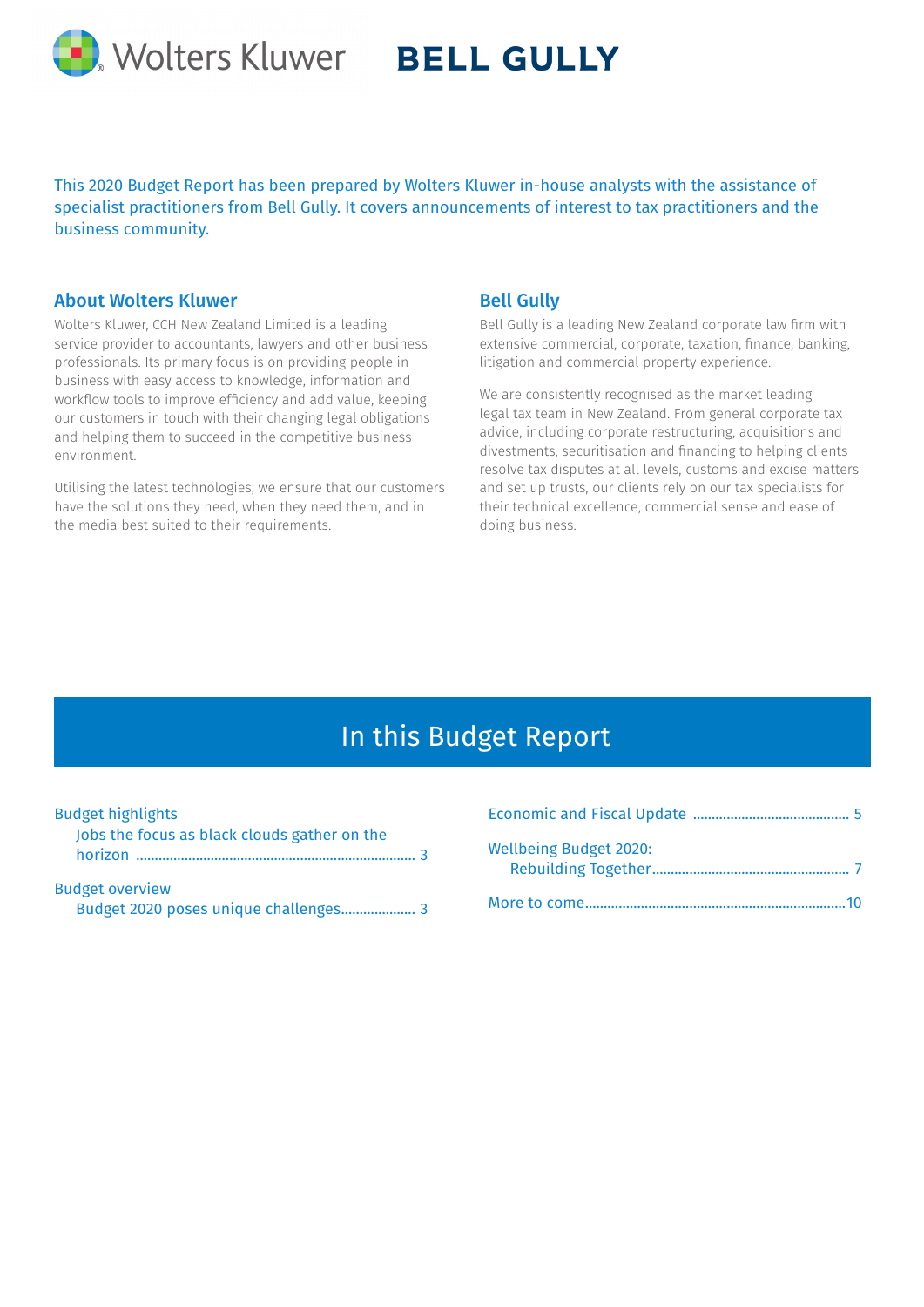Wolters Kluwer | **BELL GULLY**

This 2020 Budget Report has been prepared by Wolters Kluwer in-house analysts with the assistance of specialist practitioners from Bell Gully. It covers announcements of interest to tax practitioners and the business community.

## About Wolters Kluwer

Wolters Kluwer, CCH New Zealand Limited is a leading service provider to accountants, lawyers and other business professionals. Its primary focus is on providing people in business with easy access to knowledge, information and workflow tools to improve efficiency and add value, keeping our customers in touch with their changing legal obligations and helping them to succeed in the competitive business environment.

Utilising the latest technologies, we ensure that our customers have the solutions they need, when they need them, and in the media best suited to their requirements.

## Bell Gully

Bell Gully is a leading New Zealand corporate law firm with extensive commercial, corporate, taxation, finance, banking, litigation and commercial property experience.

We are consistently recognised as the market leading legal tax team in New Zealand. From general corporate tax advice, including corporate restructuring, acquisitions and divestments, securitisation and financing to helping clients resolve tax disputes at all levels, customs and excise matters and set up trusts, our clients rely on our tax specialists for their technical excellence, commercial sense and ease of doing business.

## In this Budget Report

Budget highlights
- Jobs the focus as black clouds gather on the horizon ..... 3

Budget overview
- Budget 2020 poses unique challenges..... 3

Economic and Fiscal Update ..... 5

Wellbeing Budget 2020:
- Rebuilding Together..... 7

More to come..... 10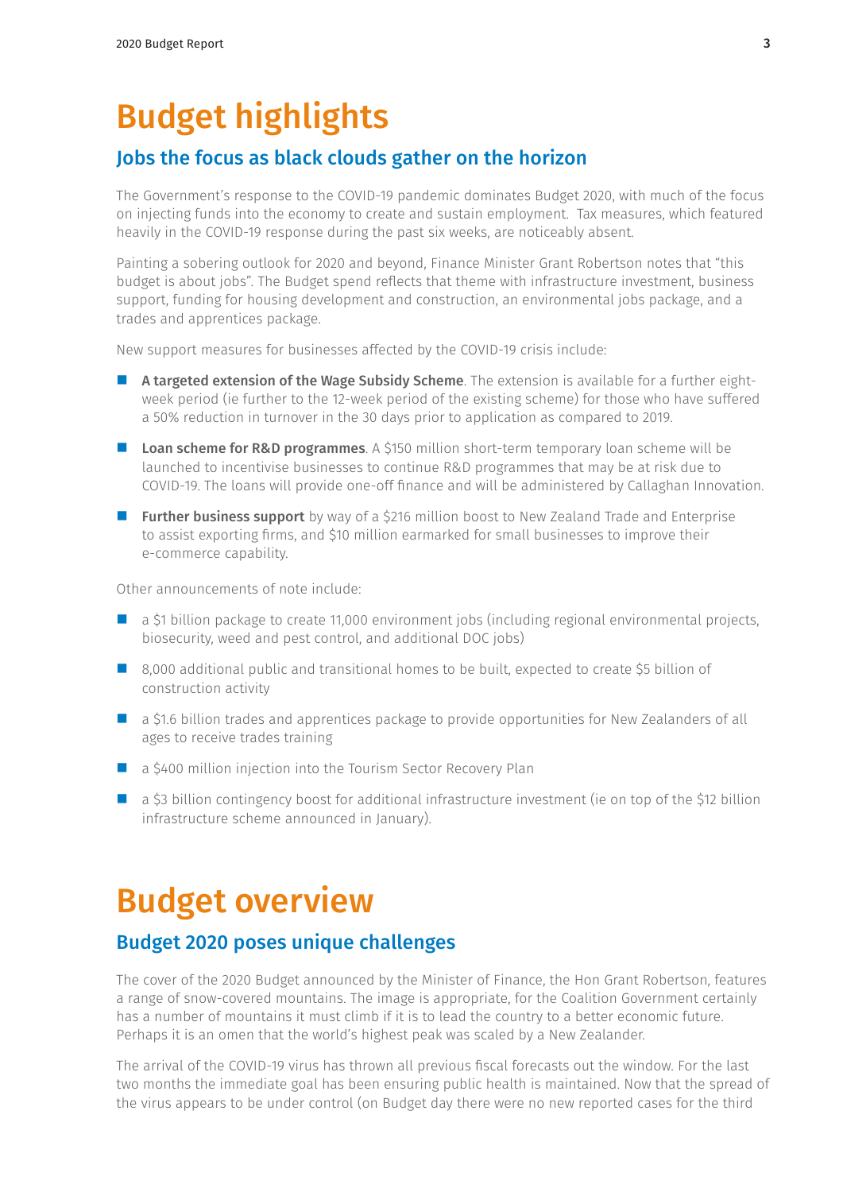# Budget highlights

## Jobs the focus as black clouds gather on the horizon

The Government's response to the COVID-19 pandemic dominates Budget 2020, with much of the focus on injecting funds into the economy to create and sustain employment. Tax measures, which featured heavily in the COVID-19 response during the past six weeks, are noticeably absent.

Painting a sobering outlook for 2020 and beyond, Finance Minister Grant Robertson notes that "this budget is about jobs". The Budget spend reflects that theme with infrastructure investment, business support, funding for housing development and construction, an environmental jobs package, and a trades and apprentices package.

New support measures for businesses affected by the COVID-19 crisis include:

- **A targeted extension of the Wage Subsidy Scheme**. The extension is available for a further eight-week period (ie further to the 12-week period of the existing scheme) for those who have suffered a 50% reduction in turnover in the 30 days prior to application as compared to 2019.
- **Loan scheme for R&D programmes**. A $150 million short-term temporary loan scheme will be launched to incentivise businesses to continue R&D programmes that may be at risk due to COVID-19. The loans will provide one-off finance and will be administered by Callaghan Innovation.
- **Further business support** by way of a $216 million boost to New Zealand Trade and Enterprise to assist exporting firms, and $10 million earmarked for small businesses to improve their e-commerce capability.

Other announcements of note include:

- a $1 billion package to create 11,000 environment jobs (including regional environmental projects, biosecurity, weed and pest control, and additional DOC jobs)
- 8,000 additional public and transitional homes to be built, expected to create $5 billion of construction activity
- a $1.6 billion trades and apprentices package to provide opportunities for New Zealanders of all ages to receive trades training
- a $400 million injection into the Tourism Sector Recovery Plan
- a $3 billion contingency boost for additional infrastructure investment (ie on top of the $12 billion infrastructure scheme announced in January).

# Budget overview

## Budget 2020 poses unique challenges

The cover of the 2020 Budget announced by the Minister of Finance, the Hon Grant Robertson, features a range of snow-covered mountains. The image is appropriate, for the Coalition Government certainly has a number of mountains it must climb if it is to lead the country to a better economic future. Perhaps it is an omen that the world's highest peak was scaled by a New Zealander.

The arrival of the COVID-19 virus has thrown all previous fiscal forecasts out the window. For the last two months the immediate goal has been ensuring public health is maintained. Now that the spread of the virus appears to be under control (on Budget day there were no new reported cases for the third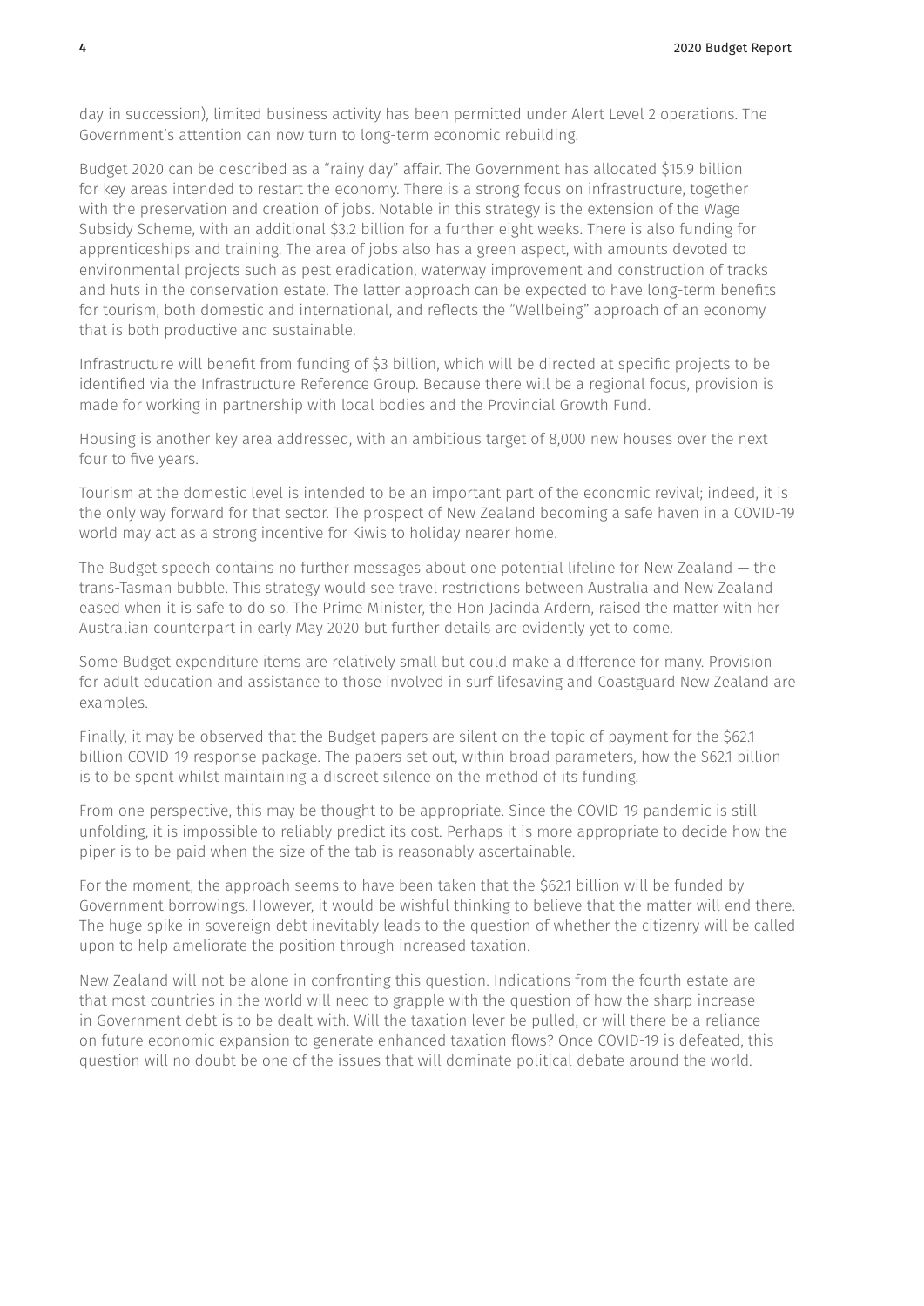day in succession), limited business activity has been permitted under Alert Level 2 operations. The Government's attention can now turn to long-term economic rebuilding.

Budget 2020 can be described as a "rainy day" affair. The Government has allocated $15.9 billion for key areas intended to restart the economy. There is a strong focus on infrastructure, together with the preservation and creation of jobs. Notable in this strategy is the extension of the Wage Subsidy Scheme, with an additional $3.2 billion for a further eight weeks. There is also funding for apprenticeships and training. The area of jobs also has a green aspect, with amounts devoted to environmental projects such as pest eradication, waterway improvement and construction of tracks and huts in the conservation estate. The latter approach can be expected to have long-term benefits for tourism, both domestic and international, and reflects the "Wellbeing" approach of an economy that is both productive and sustainable.

Infrastructure will benefit from funding of $3 billion, which will be directed at specific projects to be identified via the Infrastructure Reference Group. Because there will be a regional focus, provision is made for working in partnership with local bodies and the Provincial Growth Fund.

Housing is another key area addressed, with an ambitious target of 8,000 new houses over the next four to five years.

Tourism at the domestic level is intended to be an important part of the economic revival; indeed, it is the only way forward for that sector. The prospect of New Zealand becoming a safe haven in a COVID-19 world may act as a strong incentive for Kiwis to holiday nearer home.

The Budget speech contains no further messages about one potential lifeline for New Zealand — the trans-Tasman bubble. This strategy would see travel restrictions between Australia and New Zealand eased when it is safe to do so. The Prime Minister, the Hon Jacinda Ardern, raised the matter with her Australian counterpart in early May 2020 but further details are evidently yet to come.

Some Budget expenditure items are relatively small but could make a difference for many. Provision for adult education and assistance to those involved in surf lifesaving and Coastguard New Zealand are examples.

Finally, it may be observed that the Budget papers are silent on the topic of payment for the $62.1 billion COVID-19 response package. The papers set out, within broad parameters, how the $62.1 billion is to be spent whilst maintaining a discreet silence on the method of its funding.

From one perspective, this may be thought to be appropriate. Since the COVID-19 pandemic is still unfolding, it is impossible to reliably predict its cost. Perhaps it is more appropriate to decide how the piper is to be paid when the size of the tab is reasonably ascertainable.

For the moment, the approach seems to have been taken that the $62.1 billion will be funded by Government borrowings. However, it would be wishful thinking to believe that the matter will end there. The huge spike in sovereign debt inevitably leads to the question of whether the citizenry will be called upon to help ameliorate the position through increased taxation.

New Zealand will not be alone in confronting this question. Indications from the fourth estate are that most countries in the world will need to grapple with the question of how the sharp increase in Government debt is to be dealt with. Will the taxation lever be pulled, or will there be a reliance on future economic expansion to generate enhanced taxation flows? Once COVID-19 is defeated, this question will no doubt be one of the issues that will dominate political debate around the world.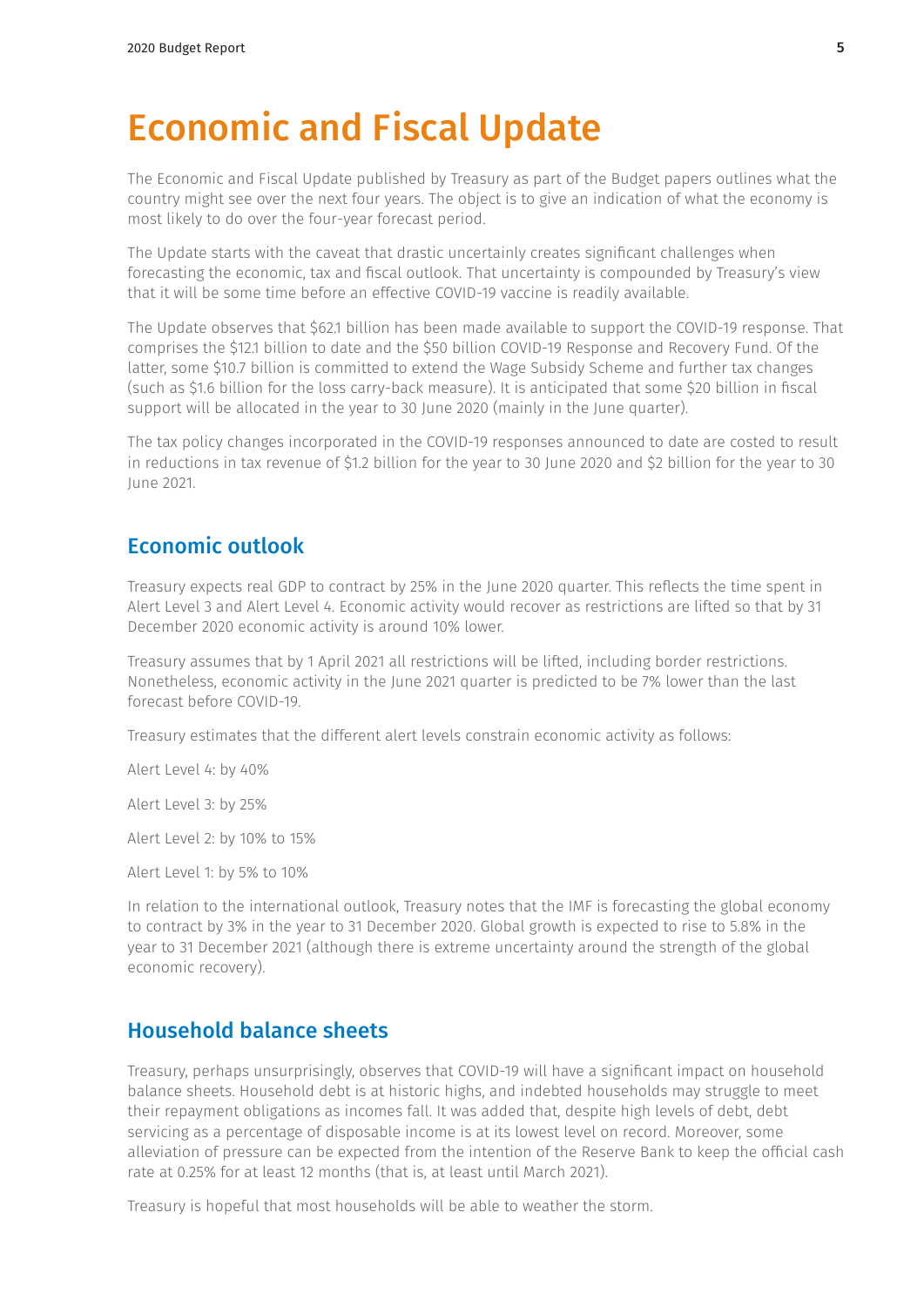# Economic and Fiscal Update

The Economic and Fiscal Update published by Treasury as part of the Budget papers outlines what the country might see over the next four years. The object is to give an indication of what the economy is most likely to do over the four-year forecast period.

The Update starts with the caveat that drastic uncertainly creates significant challenges when forecasting the economic, tax and fiscal outlook. That uncertainty is compounded by Treasury's view that it will be some time before an effective COVID-19 vaccine is readily available.

The Update observes that $62.1 billion has been made available to support the COVID-19 response. That comprises the $12.1 billion to date and the $50 billion COVID-19 Response and Recovery Fund. Of the latter, some $10.7 billion is committed to extend the Wage Subsidy Scheme and further tax changes (such as $1.6 billion for the loss carry-back measure). It is anticipated that some $20 billion in fiscal support will be allocated in the year to 30 June 2020 (mainly in the June quarter).

The tax policy changes incorporated in the COVID-19 responses announced to date are costed to result in reductions in tax revenue of $1.2 billion for the year to 30 June 2020 and $2 billion for the year to 30 June 2021.

## Economic outlook

Treasury expects real GDP to contract by 25% in the June 2020 quarter. This reflects the time spent in Alert Level 3 and Alert Level 4. Economic activity would recover as restrictions are lifted so that by 31 December 2020 economic activity is around 10% lower.

Treasury assumes that by 1 April 2021 all restrictions will be lifted, including border restrictions. Nonetheless, economic activity in the June 2021 quarter is predicted to be 7% lower than the last forecast before COVID-19.

Treasury estimates that the different alert levels constrain economic activity as follows:

Alert Level 4: by 40%

Alert Level 3: by 25%

Alert Level 2: by 10% to 15%

Alert Level 1: by 5% to 10%

In relation to the international outlook, Treasury notes that the IMF is forecasting the global economy to contract by 3% in the year to 31 December 2020. Global growth is expected to rise to 5.8% in the year to 31 December 2021 (although there is extreme uncertainty around the strength of the global economic recovery).

## Household balance sheets

Treasury, perhaps unsurprisingly, observes that COVID-19 will have a significant impact on household balance sheets. Household debt is at historic highs, and indebted households may struggle to meet their repayment obligations as incomes fall. It was added that, despite high levels of debt, debt servicing as a percentage of disposable income is at its lowest level on record. Moreover, some alleviation of pressure can be expected from the intention of the Reserve Bank to keep the official cash rate at 0.25% for at least 12 months (that is, at least until March 2021).

Treasury is hopeful that most households will be able to weather the storm.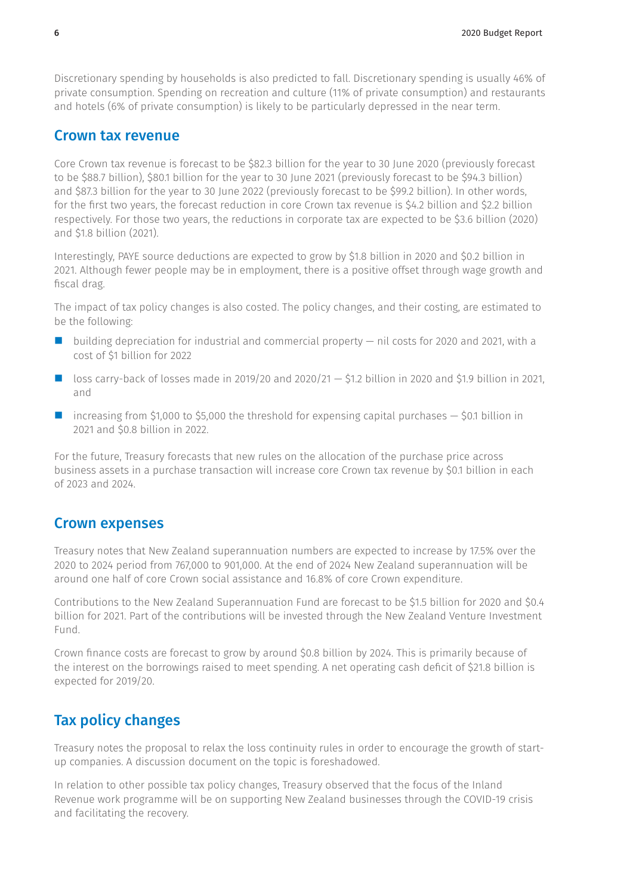Discretionary spending by households is also predicted to fall. Discretionary spending is usually 46% of private consumption. Spending on recreation and culture (11% of private consumption) and restaurants and hotels (6% of private consumption) is likely to be particularly depressed in the near term.

## Crown tax revenue

Core Crown tax revenue is forecast to be $82.3 billion for the year to 30 June 2020 (previously forecast to be $88.7 billion), $80.1 billion for the year to 30 June 2021 (previously forecast to be $94.3 billion) and $87.3 billion for the year to 30 June 2022 (previously forecast to be $99.2 billion). In other words, for the first two years, the forecast reduction in core Crown tax revenue is $4.2 billion and $2.2 billion respectively. For those two years, the reductions in corporate tax are expected to be $3.6 billion (2020) and $1.8 billion (2021).

Interestingly, PAYE source deductions are expected to grow by $1.8 billion in 2020 and $0.2 billion in 2021. Although fewer people may be in employment, there is a positive offset through wage growth and fiscal drag.

The impact of tax policy changes is also costed. The policy changes, and their costing, are estimated to be the following:

- building depreciation for industrial and commercial property — nil costs for 2020 and 2021, with a cost of $1 billion for 2022
- loss carry-back of losses made in 2019/20 and 2020/21 — $1.2 billion in 2020 and $1.9 billion in 2021, and
- increasing from $1,000 to $5,000 the threshold for expensing capital purchases — $0.1 billion in 2021 and $0.8 billion in 2022.

For the future, Treasury forecasts that new rules on the allocation of the purchase price across business assets in a purchase transaction will increase core Crown tax revenue by $0.1 billion in each of 2023 and 2024.

## Crown expenses

Treasury notes that New Zealand superannuation numbers are expected to increase by 17.5% over the 2020 to 2024 period from 767,000 to 901,000. At the end of 2024 New Zealand superannuation will be around one half of core Crown social assistance and 16.8% of core Crown expenditure.

Contributions to the New Zealand Superannuation Fund are forecast to be $1.5 billion for 2020 and $0.4 billion for 2021. Part of the contributions will be invested through the New Zealand Venture Investment Fund.

Crown finance costs are forecast to grow by around $0.8 billion by 2024. This is primarily because of the interest on the borrowings raised to meet spending. A net operating cash deficit of $21.8 billion is expected for 2019/20.

## Tax policy changes

Treasury notes the proposal to relax the loss continuity rules in order to encourage the growth of start-up companies. A discussion document on the topic is foreshadowed.

In relation to other possible tax policy changes, Treasury observed that the focus of the Inland Revenue work programme will be on supporting New Zealand businesses through the COVID-19 crisis and facilitating the recovery.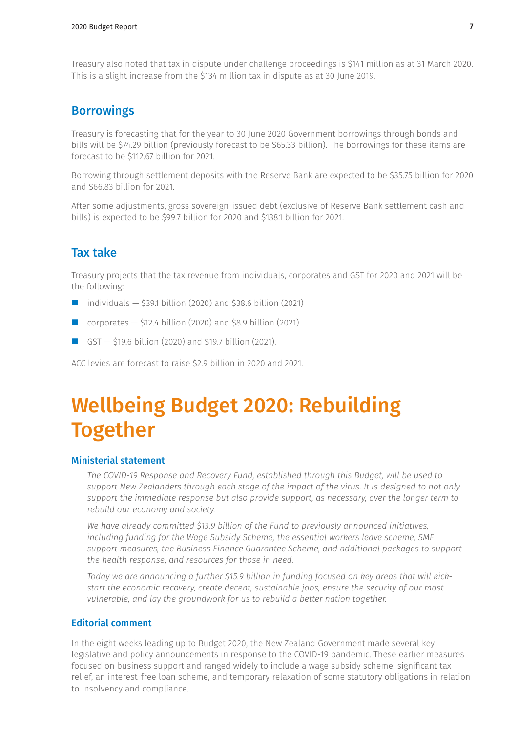Treasury also noted that tax in dispute under challenge proceedings is $141 million as at 31 March 2020. This is a slight increase from the $134 million tax in dispute as at 30 June 2019.

## Borrowings

Treasury is forecasting that for the year to 30 June 2020 Government borrowings through bonds and bills will be $74.29 billion (previously forecast to be $65.33 billion). The borrowings for these items are forecast to be $112.67 billion for 2021.

Borrowing through settlement deposits with the Reserve Bank are expected to be $35.75 billion for 2020 and $66.83 billion for 2021.

After some adjustments, gross sovereign-issued debt (exclusive of Reserve Bank settlement cash and bills) is expected to be $99.7 billion for 2020 and $138.1 billion for 2021.

## Tax take

Treasury projects that the tax revenue from individuals, corporates and GST for 2020 and 2021 will be the following:

- individuals — $39.1 billion (2020) and $38.6 billion (2021)
- corporates — $12.4 billion (2020) and $8.9 billion (2021)
- GST — $19.6 billion (2020) and $19.7 billion (2021).

ACC levies are forecast to raise $2.9 billion in 2020 and 2021.

# Wellbeing Budget 2020: Rebuilding Together

### Ministerial statement

*The COVID-19 Response and Recovery Fund, established through this Budget, will be used to support New Zealanders through each stage of the impact of the virus. It is designed to not only support the immediate response but also provide support, as necessary, over the longer term to rebuild our economy and society.*

*We have already committed $13.9 billion of the Fund to previously announced initiatives, including funding for the Wage Subsidy Scheme, the essential workers leave scheme, SME support measures, the Business Finance Guarantee Scheme, and additional packages to support the health response, and resources for those in need.*

*Today we are announcing a further $15.9 billion in funding focused on key areas that will kick-start the economic recovery, create decent, sustainable jobs, ensure the security of our most vulnerable, and lay the groundwork for us to rebuild a better nation together.*

### Editorial comment

In the eight weeks leading up to Budget 2020, the New Zealand Government made several key legislative and policy announcements in response to the COVID-19 pandemic. These earlier measures focused on business support and ranged widely to include a wage subsidy scheme, significant tax relief, an interest-free loan scheme, and temporary relaxation of some statutory obligations in relation to insolvency and compliance.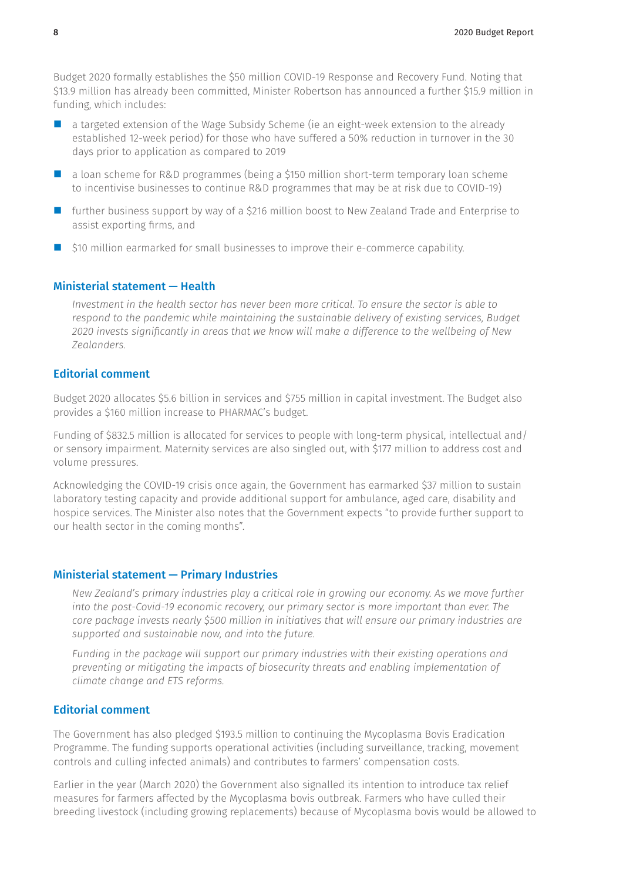Budget 2020 formally establishes the $50 million COVID-19 Response and Recovery Fund. Noting that $13.9 million has already been committed, Minister Robertson has announced a further $15.9 million in funding, which includes:

- a targeted extension of the Wage Subsidy Scheme (ie an eight-week extension to the already established 12-week period) for those who have suffered a 50% reduction in turnover in the 30 days prior to application as compared to 2019
- a loan scheme for R&D programmes (being a $150 million short-term temporary loan scheme to incentivise businesses to continue R&D programmes that may be at risk due to COVID-19)
- further business support by way of a $216 million boost to New Zealand Trade and Enterprise to assist exporting firms, and
- $10 million earmarked for small businesses to improve their e-commerce capability.

### Ministerial statement — Health

*Investment in the health sector has never been more critical. To ensure the sector is able to respond to the pandemic while maintaining the sustainable delivery of existing services, Budget 2020 invests significantly in areas that we know will make a difference to the wellbeing of New Zealanders.*

### Editorial comment

Budget 2020 allocates $5.6 billion in services and $755 million in capital investment. The Budget also provides a $160 million increase to PHARMAC's budget.

Funding of $832.5 million is allocated for services to people with long-term physical, intellectual and/or sensory impairment. Maternity services are also singled out, with $177 million to address cost and volume pressures.

Acknowledging the COVID-19 crisis once again, the Government has earmarked $37 million to sustain laboratory testing capacity and provide additional support for ambulance, aged care, disability and hospice services. The Minister also notes that the Government expects "to provide further support to our health sector in the coming months".

### Ministerial statement — Primary Industries

*New Zealand's primary industries play a critical role in growing our economy. As we move further into the post-Covid-19 economic recovery, our primary sector is more important than ever. The core package invests nearly $500 million in initiatives that will ensure our primary industries are supported and sustainable now, and into the future.*

*Funding in the package will support our primary industries with their existing operations and preventing or mitigating the impacts of biosecurity threats and enabling implementation of climate change and ETS reforms.*

### Editorial comment

The Government has also pledged $193.5 million to continuing the Mycoplasma Bovis Eradication Programme. The funding supports operational activities (including surveillance, tracking, movement controls and culling infected animals) and contributes to farmers' compensation costs.

Earlier in the year (March 2020) the Government also signalled its intention to introduce tax relief measures for farmers affected by the Mycoplasma bovis outbreak. Farmers who have culled their breeding livestock (including growing replacements) because of Mycoplasma bovis would be allowed to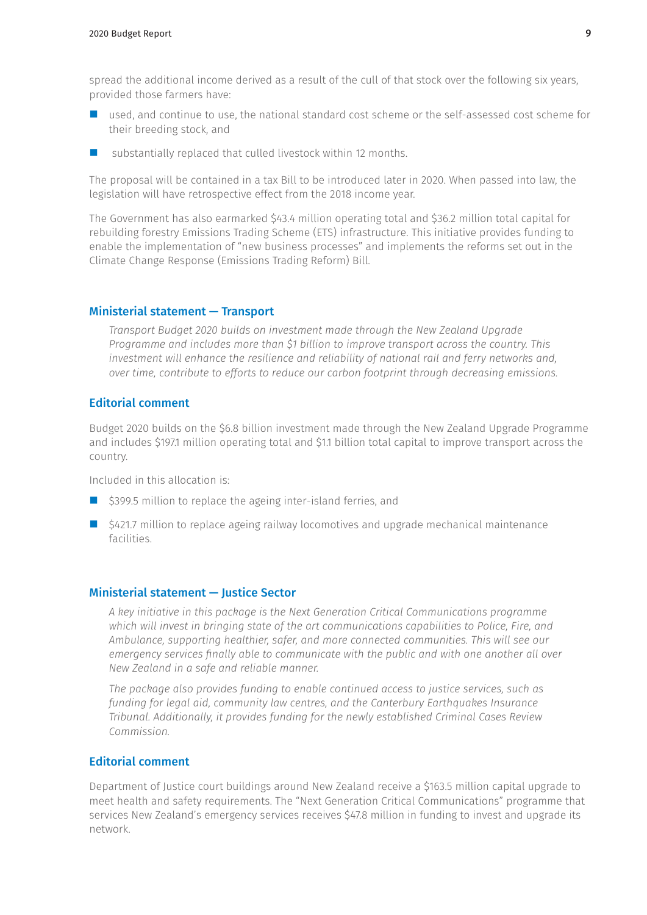spread the additional income derived as a result of the cull of that stock over the following six years, provided those farmers have:

- used, and continue to use, the national standard cost scheme or the self-assessed cost scheme for their breeding stock, and
- substantially replaced that culled livestock within 12 months.

The proposal will be contained in a tax Bill to be introduced later in 2020. When passed into law, the legislation will have retrospective effect from the 2018 income year.

The Government has also earmarked $43.4 million operating total and $36.2 million total capital for rebuilding forestry Emissions Trading Scheme (ETS) infrastructure. This initiative provides funding to enable the implementation of "new business processes" and implements the reforms set out in the Climate Change Response (Emissions Trading Reform) Bill.

## Ministerial statement — Transport

*Transport Budget 2020 builds on investment made through the New Zealand Upgrade Programme and includes more than $1 billion to improve transport across the country. This investment will enhance the resilience and reliability of national rail and ferry networks and, over time, contribute to efforts to reduce our carbon footprint through decreasing emissions.*

## Editorial comment

Budget 2020 builds on the $6.8 billion investment made through the New Zealand Upgrade Programme and includes $197.1 million operating total and $1.1 billion total capital to improve transport across the country.

Included in this allocation is:

- $399.5 million to replace the ageing inter-island ferries, and
- $421.7 million to replace ageing railway locomotives and upgrade mechanical maintenance facilities.

## Ministerial statement — Justice Sector

*A key initiative in this package is the Next Generation Critical Communications programme which will invest in bringing state of the art communications capabilities to Police, Fire, and Ambulance, supporting healthier, safer, and more connected communities. This will see our emergency services finally able to communicate with the public and with one another all over New Zealand in a safe and reliable manner.*

*The package also provides funding to enable continued access to justice services, such as funding for legal aid, community law centres, and the Canterbury Earthquakes Insurance Tribunal. Additionally, it provides funding for the newly established Criminal Cases Review Commission.*

## Editorial comment

Department of Justice court buildings around New Zealand receive a $163.5 million capital upgrade to meet health and safety requirements. The "Next Generation Critical Communications" programme that services New Zealand's emergency services receives $47.8 million in funding to invest and upgrade its network.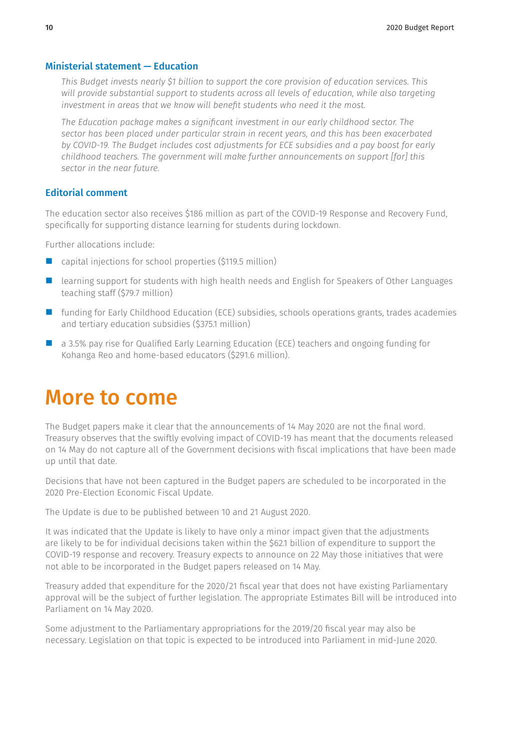### Ministerial statement — Education

*This Budget invests nearly $1 billion to support the core provision of education services. This will provide substantial support to students across all levels of education, while also targeting investment in areas that we know will benefit students who need it the most.*

*The Education package makes a significant investment in our early childhood sector. The sector has been placed under particular strain in recent years, and this has been exacerbated by COVID-19. The Budget includes cost adjustments for ECE subsidies and a pay boost for early childhood teachers. The government will make further announcements on support [for] this sector in the near future.*

### Editorial comment

The education sector also receives $186 million as part of the COVID-19 Response and Recovery Fund, specifically for supporting distance learning for students during lockdown.

Further allocations include:

- capital injections for school properties ($119.5 million)
- learning support for students with high health needs and English for Speakers of Other Languages teaching staff ($79.7 million)
- funding for Early Childhood Education (ECE) subsidies, schools operations grants, trades academies and tertiary education subsidies ($375.1 million)
- a 3.5% pay rise for Qualified Early Learning Education (ECE) teachers and ongoing funding for Kohanga Reo and home-based educators ($291.6 million).

# More to come

The Budget papers make it clear that the announcements of 14 May 2020 are not the final word. Treasury observes that the swiftly evolving impact of COVID-19 has meant that the documents released on 14 May do not capture all of the Government decisions with fiscal implications that have been made up until that date.

Decisions that have not been captured in the Budget papers are scheduled to be incorporated in the 2020 Pre-Election Economic Fiscal Update.

The Update is due to be published between 10 and 21 August 2020.

It was indicated that the Update is likely to have only a minor impact given that the adjustments are likely to be for individual decisions taken within the $62.1 billion of expenditure to support the COVID-19 response and recovery. Treasury expects to announce on 22 May those initiatives that were not able to be incorporated in the Budget papers released on 14 May.

Treasury added that expenditure for the 2020/21 fiscal year that does not have existing Parliamentary approval will be the subject of further legislation. The appropriate Estimates Bill will be introduced into Parliament on 14 May 2020.

Some adjustment to the Parliamentary appropriations for the 2019/20 fiscal year may also be necessary. Legislation on that topic is expected to be introduced into Parliament in mid-June 2020.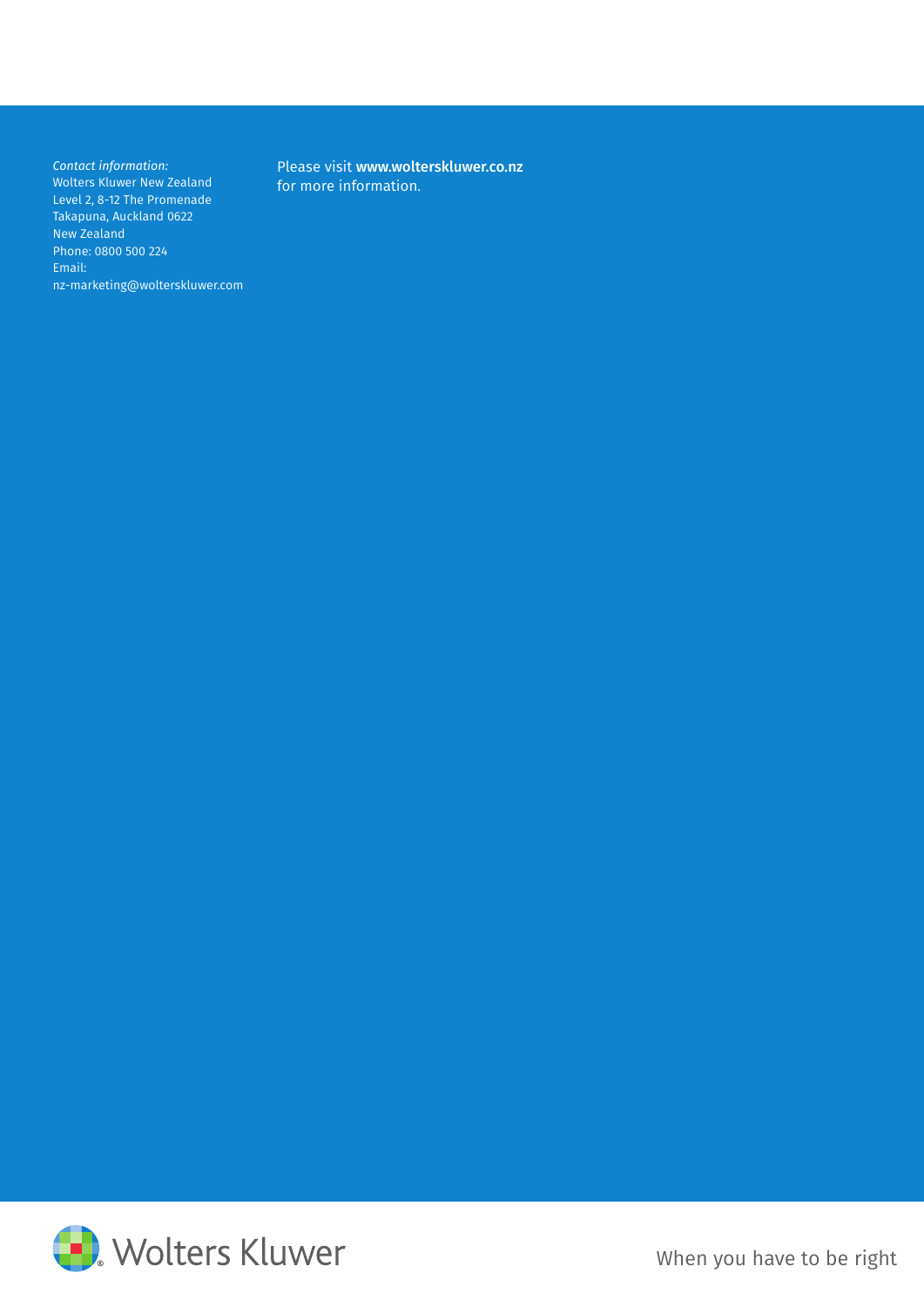*Contact information:*
Wolters Kluwer New Zealand
Level 2, 8-12 The Promenade
Takapuna, Auckland 0622
New Zealand
Phone: 0800 500 224
Email:
nz-marketing@wolterskluwer.com

Please visit **www.wolterskluwer.co.nz** for more information.

Wolters Kluwer

When you have to be right